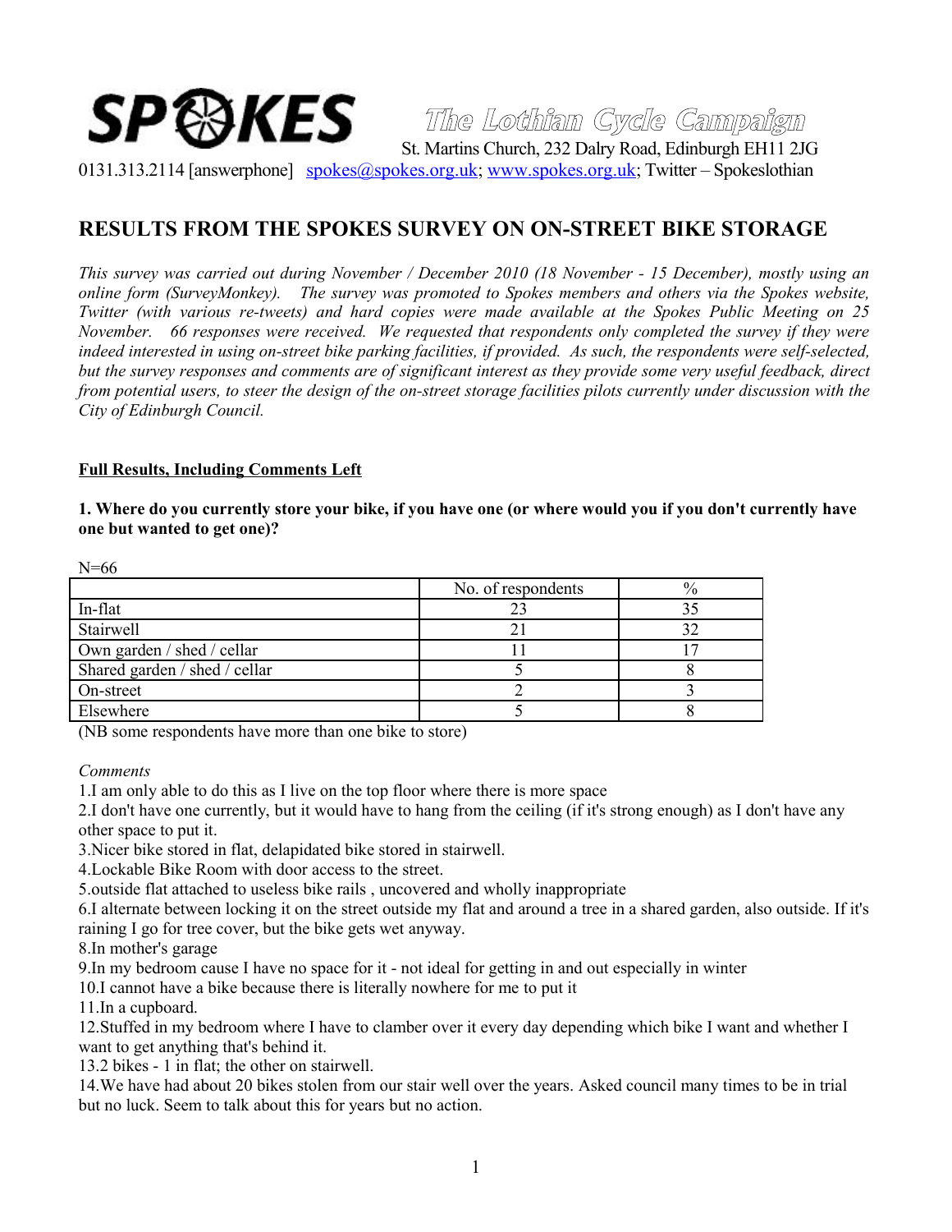# SPOKES The Lothian Cycle Campaign

St. Martins Church, 232 Dalry Road, Edinburgh EH11 2JG

0131.313.2114 [answerphone] spokes@spokes.org.uk; www.spokes.org.uk; Twitter – Spokeslothian

## RESULTS FROM THE SPOKES SURVEY ON ON-STREET BIKE STORAGE

*This survey was carried out during November / December 2010 (18 November - 15 December), mostly using an online form (SurveyMonkey). The survey was promoted to Spokes members and others via the Spokes website, Twitter (with various re-tweets) and hard copies were made available at the Spokes Public Meeting on 25 November. 66 responses were received. We requested that respondents only completed the survey if they were indeed interested in using on-street bike parking facilities, if provided. As such, the respondents were self-selected, but the survey responses and comments are of significant interest as they provide some very useful feedback, direct from potential users, to steer the design of the on-street storage facilities pilots currently under discussion with the City of Edinburgh Council.*

**Full Results, Including Comments Left**

**1. Where do you currently store your bike, if you have one (or where would you if you don't currently have one but wanted to get one)?**

N=66

| | No. of respondents | % |
|---|---|---|
| In-flat | 23 | 35 |
| Stairwell | 21 | 32 |
| Own garden / shed / cellar | 11 | 17 |
| Shared garden / shed / cellar | 5 | 8 |
| On-street | 2 | 3 |
| Elsewhere | 5 | 8 |

(NB some respondents have more than one bike to store)

*Comments*

1.I am only able to do this as I live on the top floor where there is more space

2.I don't have one currently, but it would have to hang from the ceiling (if it's strong enough) as I don't have any other space to put it.

3.Nicer bike stored in flat, delapidated bike stored in stairwell.

4.Lockable Bike Room with door access to the street.

5.outside flat attached to useless bike rails , uncovered and wholly inappropriate

6.I alternate between locking it on the street outside my flat and around a tree in a shared garden, also outside. If it's raining I go for tree cover, but the bike gets wet anyway.

8.In mother's garage

9.In my bedroom cause I have no space for it - not ideal for getting in and out especially in winter

10.I cannot have a bike because there is literally nowhere for me to put it

11.In a cupboard.

12.Stuffed in my bedroom where I have to clamber over it every day depending which bike I want and whether I want to get anything that's behind it.

13.2 bikes - 1 in flat; the other on stairwell.

14.We have had about 20 bikes stolen from our stair well over the years. Asked council many times to be in trial but no luck. Seem to talk about this for years but no action.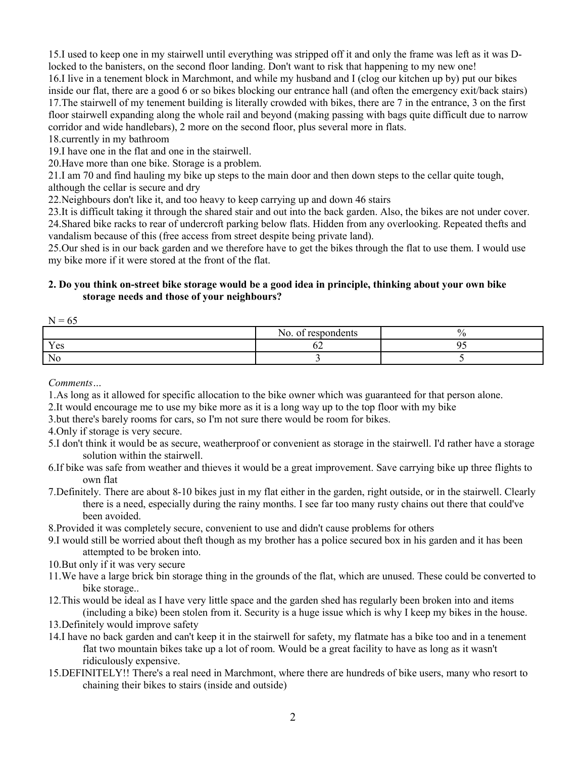15.I used to keep one in my stairwell until everything was stripped off it and only the frame was left as it was D-locked to the banisters, on the second floor landing. Don't want to risk that happening to my new one!

16.I live in a tenement block in Marchmont, and while my husband and I (clog our kitchen up by) put our bikes inside our flat, there are a good 6 or so bikes blocking our entrance hall (and often the emergency exit/back stairs)

17.The stairwell of my tenement building is literally crowded with bikes, there are 7 in the entrance, 3 on the first floor stairwell expanding along the whole rail and beyond (making passing with bags quite difficult due to narrow corridor and wide handlebars), 2 more on the second floor, plus several more in flats.

18.currently in my bathroom

19.I have one in the flat and one in the stairwell.

20.Have more than one bike. Storage is a problem.

21.I am 70 and find hauling my bike up steps to the main door and then down steps to the cellar quite tough, although the cellar is secure and dry

22.Neighbours don't like it, and too heavy to keep carrying up and down 46 stairs

23.It is difficult taking it through the shared stair and out into the back garden. Also, the bikes are not under cover.

24.Shared bike racks to rear of undercroft parking below flats. Hidden from any overlooking. Repeated thefts and vandalism because of this (free access from street despite being private land).

25.Our shed is in our back garden and we therefore have to get the bikes through the flat to use them. I would use my bike more if it were stored at the front of the flat.

**2. Do you think on-street bike storage would be a good idea in principle, thinking about your own bike storage needs and those of your neighbours?**

N = 65

| | No. of respondents | % |
|---|---|---|
| Yes | 62 | 95 |
| No | 3 | 5 |

*Comments…*

1.As long as it allowed for specific allocation to the bike owner which was guaranteed for that person alone.

2.It would encourage me to use my bike more as it is a long way up to the top floor with my bike

3.but there's barely rooms for cars, so I'm not sure there would be room for bikes.

4.Only if storage is very secure.

5.I don't think it would be as secure, weatherproof or convenient as storage in the stairwell. I'd rather have a storage solution within the stairwell.

6.If bike was safe from weather and thieves it would be a great improvement. Save carrying bike up three flights to own flat

7.Definitely. There are about 8-10 bikes just in my flat either in the garden, right outside, or in the stairwell. Clearly there is a need, especially during the rainy months. I see far too many rusty chains out there that could've been avoided.

8.Provided it was completely secure, convenient to use and didn't cause problems for others

9.I would still be worried about theft though as my brother has a police secured box in his garden and it has been attempted to be broken into.

10.But only if it was very secure

11.We have a large brick bin storage thing in the grounds of the flat, which are unused. These could be converted to bike storage..

12.This would be ideal as I have very little space and the garden shed has regularly been broken into and items (including a bike) been stolen from it. Security is a huge issue which is why I keep my bikes in the house.

13.Definitely would improve safety

14.I have no back garden and can't keep it in the stairwell for safety, my flatmate has a bike too and in a tenement flat two mountain bikes take up a lot of room. Would be a great facility to have as long as it wasn't ridiculously expensive.

15.DEFINITELY!! There's a real need in Marchmont, where there are hundreds of bike users, many who resort to chaining their bikes to stairs (inside and outside)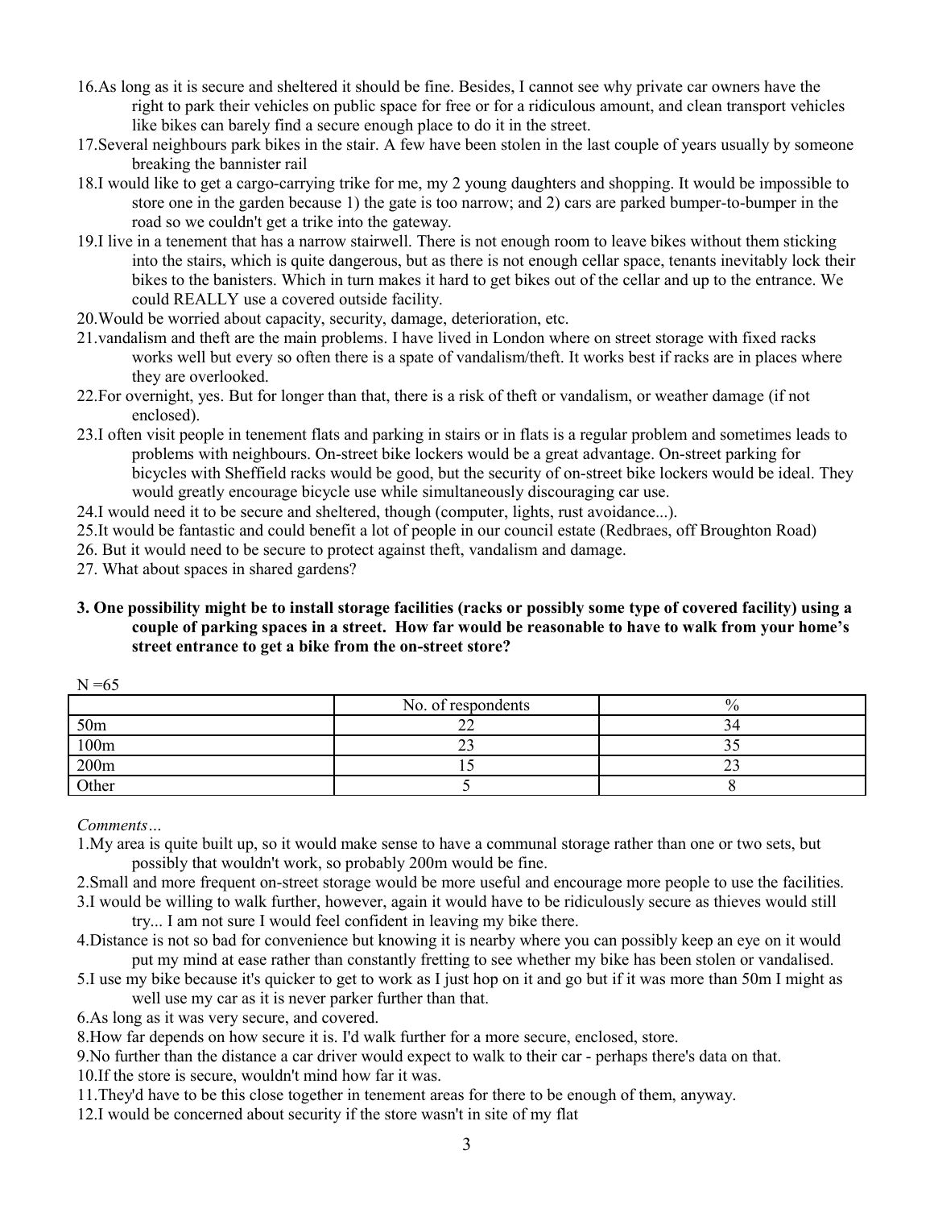16. As long as it is secure and sheltered it should be fine. Besides, I cannot see why private car owners have the right to park their vehicles on public space for free or for a ridiculous amount, and clean transport vehicles like bikes can barely find a secure enough place to do it in the street.
17. Several neighbours park bikes in the stair. A few have been stolen in the last couple of years usually by someone breaking the bannister rail
18. I would like to get a cargo-carrying trike for me, my 2 young daughters and shopping. It would be impossible to store one in the garden because 1) the gate is too narrow; and 2) cars are parked bumper-to-bumper in the road so we couldn't get a trike into the gateway.
19. I live in a tenement that has a narrow stairwell. There is not enough room to leave bikes without them sticking into the stairs, which is quite dangerous, but as there is not enough cellar space, tenants inevitably lock their bikes to the banisters. Which in turn makes it hard to get bikes out of the cellar and up to the entrance. We could REALLY use a covered outside facility.
20. Would be worried about capacity, security, damage, deterioration, etc.
21. vandalism and theft are the main problems. I have lived in London where on street storage with fixed racks works well but every so often there is a spate of vandalism/theft. It works best if racks are in places where they are overlooked.
22. For overnight, yes. But for longer than that, there is a risk of theft or vandalism, or weather damage (if not enclosed).
23. I often visit people in tenement flats and parking in stairs or in flats is a regular problem and sometimes leads to problems with neighbours. On-street bike lockers would be a great advantage. On-street parking for bicycles with Sheffield racks would be good, but the security of on-street bike lockers would be ideal. They would greatly encourage bicycle use while simultaneously discouraging car use.
24. I would need it to be secure and sheltered, though (computer, lights, rust avoidance...).
25. It would be fantastic and could benefit a lot of people in our council estate (Redbraes, off Broughton Road)
26. But it would need to be secure to protect against theft, vandalism and damage.
27. What about spaces in shared gardens?

**3. One possibility might be to install storage facilities (racks or possibly some type of covered facility) using a couple of parking spaces in a street. How far would be reasonable to have to walk from your home's street entrance to get a bike from the on-street store?**

N =65

| | No. of respondents | % |
|---|---|---|
| 50m | 22 | 34 |
| 100m | 23 | 35 |
| 200m | 15 | 23 |
| Other | 5 | 8 |

*Comments…*

1. My area is quite built up, so it would make sense to have a communal storage rather than one or two sets, but possibly that wouldn't work, so probably 200m would be fine.
2. Small and more frequent on-street storage would be more useful and encourage more people to use the facilities.
3. I would be willing to walk further, however, again it would have to be ridiculously secure as thieves would still try... I am not sure I would feel confident in leaving my bike there.
4. Distance is not so bad for convenience but knowing it is nearby where you can possibly keep an eye on it would put my mind at ease rather than constantly fretting to see whether my bike has been stolen or vandalised.
5. I use my bike because it's quicker to get to work as I just hop on it and go but if it was more than 50m I might as well use my car as it is never parker further than that.
6. As long as it was very secure, and covered.
8. How far depends on how secure it is. I'd walk further for a more secure, enclosed, store.
9. No further than the distance a car driver would expect to walk to their car - perhaps there's data on that.
10. If the store is secure, wouldn't mind how far it was.
11. They'd have to be this close together in tenement areas for there to be enough of them, anyway.
12. I would be concerned about security if the store wasn't in site of my flat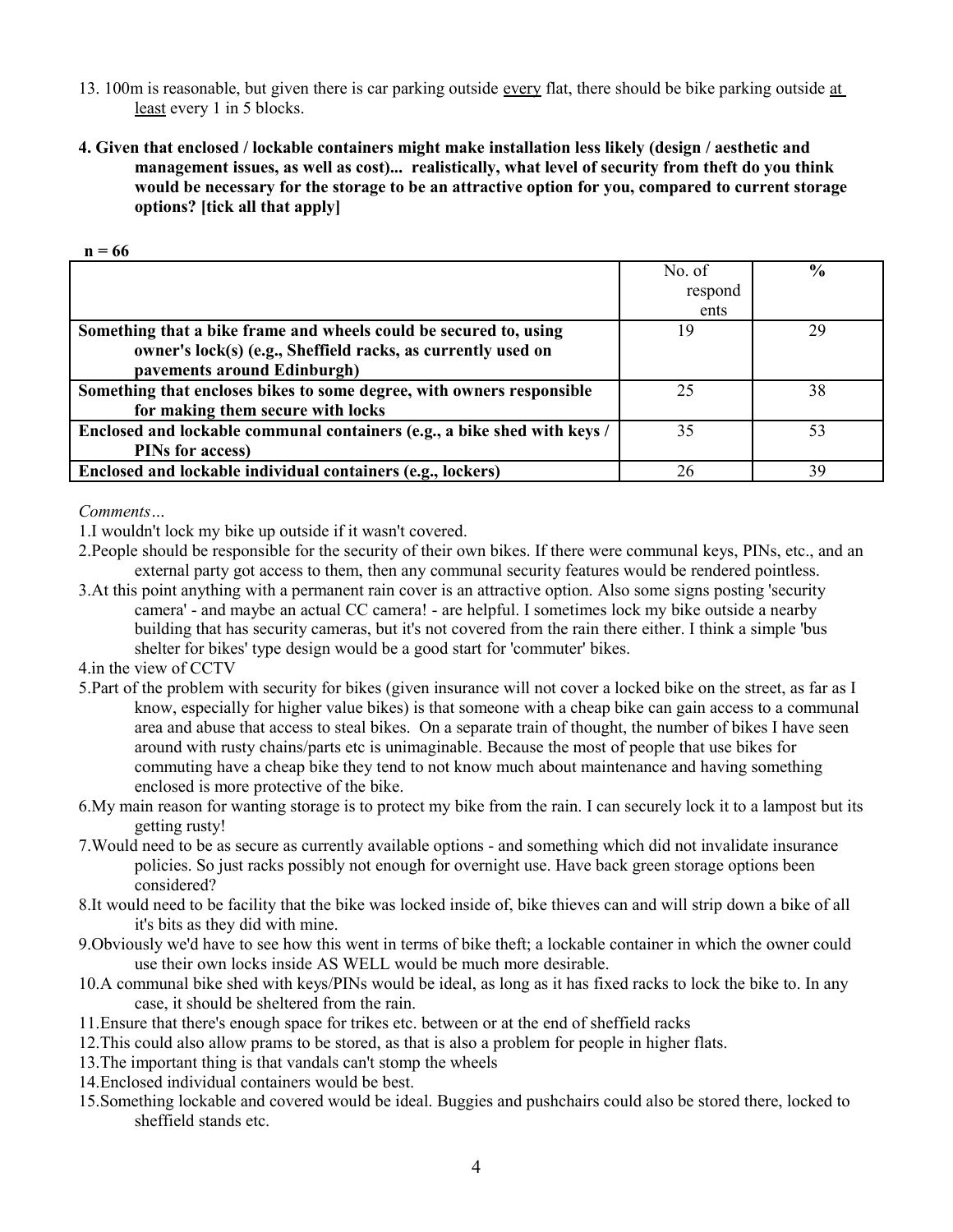13. 100m is reasonable, but given there is car parking outside <u>every</u> flat, there should be bike parking outside <u>at least</u> every 1 in 5 blocks.

**4. Given that enclosed / lockable containers might make installation less likely (design / aesthetic and management issues, as well as cost)... realistically, what level of security from theft do you think would be necessary for the storage to be an attractive option for you, compared to current storage options? [tick all that apply]**

**n = 66**

| | No. of respondents | % |
|---|---|---|
| **Something that a bike frame and wheels could be secured to, using owner's lock(s) (e.g., Sheffield racks, as currently used on pavements around Edinburgh)** | 19 | 29 |
| **Something that encloses bikes to some degree, with owners responsible for making them secure with locks** | 25 | 38 |
| **Enclosed and lockable communal containers (e.g., a bike shed with keys / PINs for access)** | 35 | 53 |
| **Enclosed and lockable individual containers (e.g., lockers)** | 26 | 39 |

*Comments…*

1. I wouldn't lock my bike up outside if it wasn't covered.
2. People should be responsible for the security of their own bikes. If there were communal keys, PINs, etc., and an external party got access to them, then any communal security features would be rendered pointless.
3. At this point anything with a permanent rain cover is an attractive option. Also some signs posting 'security camera' - and maybe an actual CC camera! - are helpful. I sometimes lock my bike outside a nearby building that has security cameras, but it's not covered from the rain there either. I think a simple 'bus shelter for bikes' type design would be a good start for 'commuter' bikes.
4. in the view of CCTV
5. Part of the problem with security for bikes (given insurance will not cover a locked bike on the street, as far as I know, especially for higher value bikes) is that someone with a cheap bike can gain access to a communal area and abuse that access to steal bikes. On a separate train of thought, the number of bikes I have seen around with rusty chains/parts etc is unimaginable. Because the most of people that use bikes for commuting have a cheap bike they tend to not know much about maintenance and having something enclosed is more protective of the bike.
6. My main reason for wanting storage is to protect my bike from the rain. I can securely lock it to a lampost but its getting rusty!
7. Would need to be as secure as currently available options - and something which did not invalidate insurance policies. So just racks possibly not enough for overnight use. Have back green storage options been considered?
8. It would need to be facility that the bike was locked inside of, bike thieves can and will strip down a bike of all it's bits as they did with mine.
9. Obviously we'd have to see how this went in terms of bike theft; a lockable container in which the owner could use their own locks inside AS WELL would be much more desirable.
10. A communal bike shed with keys/PINs would be ideal, as long as it has fixed racks to lock the bike to. In any case, it should be sheltered from the rain.
11. Ensure that there's enough space for trikes etc. between or at the end of sheffield racks
12. This could also allow prams to be stored, as that is also a problem for people in higher flats.
13. The important thing is that vandals can't stomp the wheels
14. Enclosed individual containers would be best.
15. Something lockable and covered would be ideal. Buggies and pushchairs could also be stored there, locked to sheffield stands etc.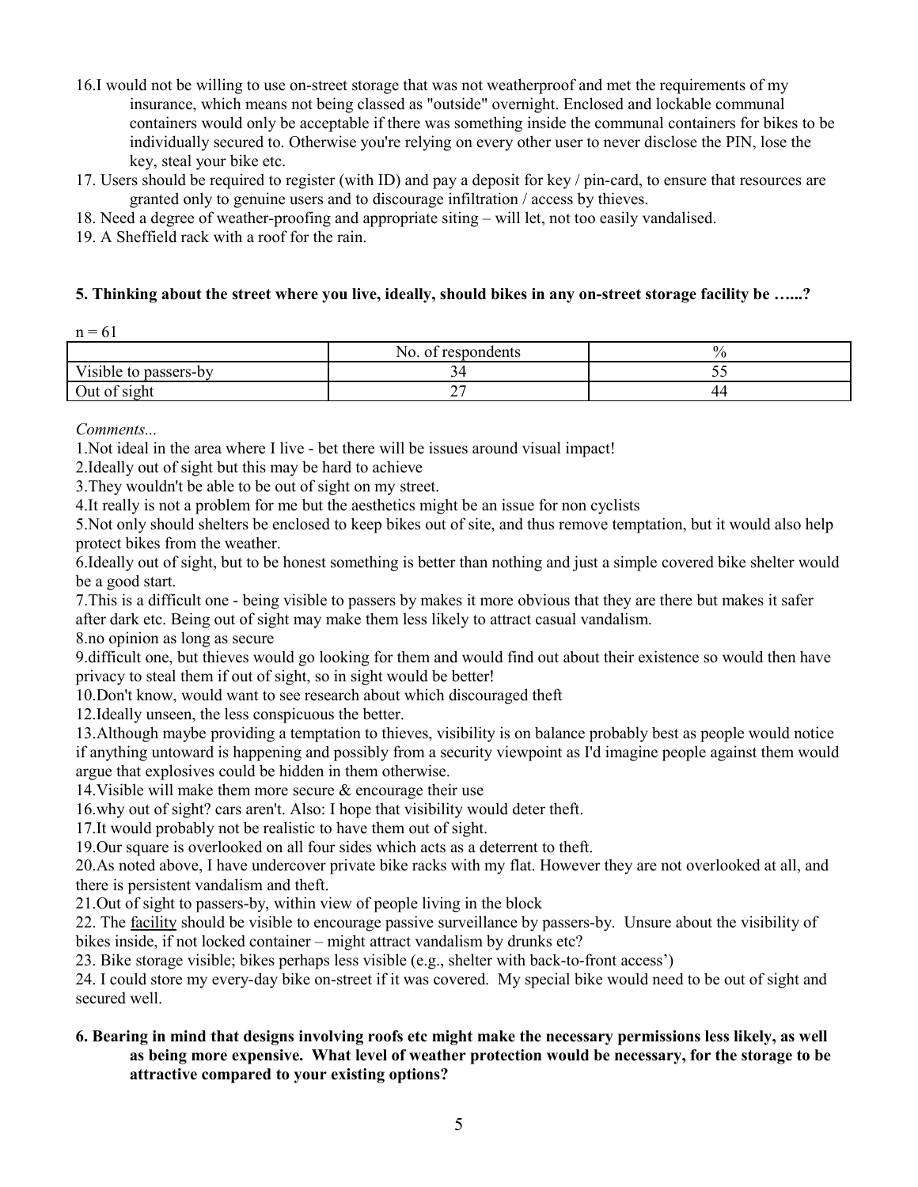16.I would not be willing to use on-street storage that was not weatherproof and met the requirements of my insurance, which means not being classed as "outside" overnight. Enclosed and lockable communal containers would only be acceptable if there was something inside the communal containers for bikes to be individually secured to. Otherwise you're relying on every other user to never disclose the PIN, lose the key, steal your bike etc.

17. Users should be required to register (with ID) and pay a deposit for key / pin-card, to ensure that resources are granted only to genuine users and to discourage infiltration / access by thieves.

18. Need a degree of weather-proofing and appropriate siting – will let, not too easily vandalised.

19. A Sheffield rack with a roof for the rain.

**5. Thinking about the street where you live, ideally, should bikes in any on-street storage facility be …...?**

n = 61

| | No. of respondents | % |
|---|---|---|
| Visible to passers-by | 34 | 55 |
| Out of sight | 27 | 44 |

*Comments...*

1.Not ideal in the area where I live - bet there will be issues around visual impact!

2.Ideally out of sight but this may be hard to achieve

3.They wouldn't be able to be out of sight on my street.

4.It really is not a problem for me but the aesthetics might be an issue for non cyclists

5.Not only should shelters be enclosed to keep bikes out of site, and thus remove temptation, but it would also help protect bikes from the weather.

6.Ideally out of sight, but to be honest something is better than nothing and just a simple covered bike shelter would be a good start.

7.This is a difficult one - being visible to passers by makes it more obvious that they are there but makes it safer after dark etc. Being out of sight may make them less likely to attract casual vandalism.

8.no opinion as long as secure

9.difficult one, but thieves would go looking for them and would find out about their existence so would then have privacy to steal them if out of sight, so in sight would be better!

10.Don't know, would want to see research about which discouraged theft

12.Ideally unseen, the less conspicuous the better.

13.Although maybe providing a temptation to thieves, visibility is on balance probably best as people would notice if anything untoward is happening and possibly from a security viewpoint as I'd imagine people against them would argue that explosives could be hidden in them otherwise.

14.Visible will make them more secure & encourage their use

16.why out of sight? cars aren't. Also: I hope that visibility would deter theft.

17.It would probably not be realistic to have them out of sight.

19.Our square is overlooked on all four sides which acts as a deterrent to theft.

20.As noted above, I have undercover private bike racks with my flat. However they are not overlooked at all, and there is persistent vandalism and theft.

21.Out of sight to passers-by, within view of people living in the block

22. The <u>facility</u> should be visible to encourage passive surveillance by passers-by. Unsure about the visibility of bikes inside, if not locked container – might attract vandalism by drunks etc?

23. Bike storage visible; bikes perhaps less visible (e.g., shelter with back-to-front access')

24. I could store my every-day bike on-street if it was covered. My special bike would need to be out of sight and secured well.

**6. Bearing in mind that designs involving roofs etc might make the necessary permissions less likely, as well as being more expensive. What level of weather protection would be necessary, for the storage to be attractive compared to your existing options?**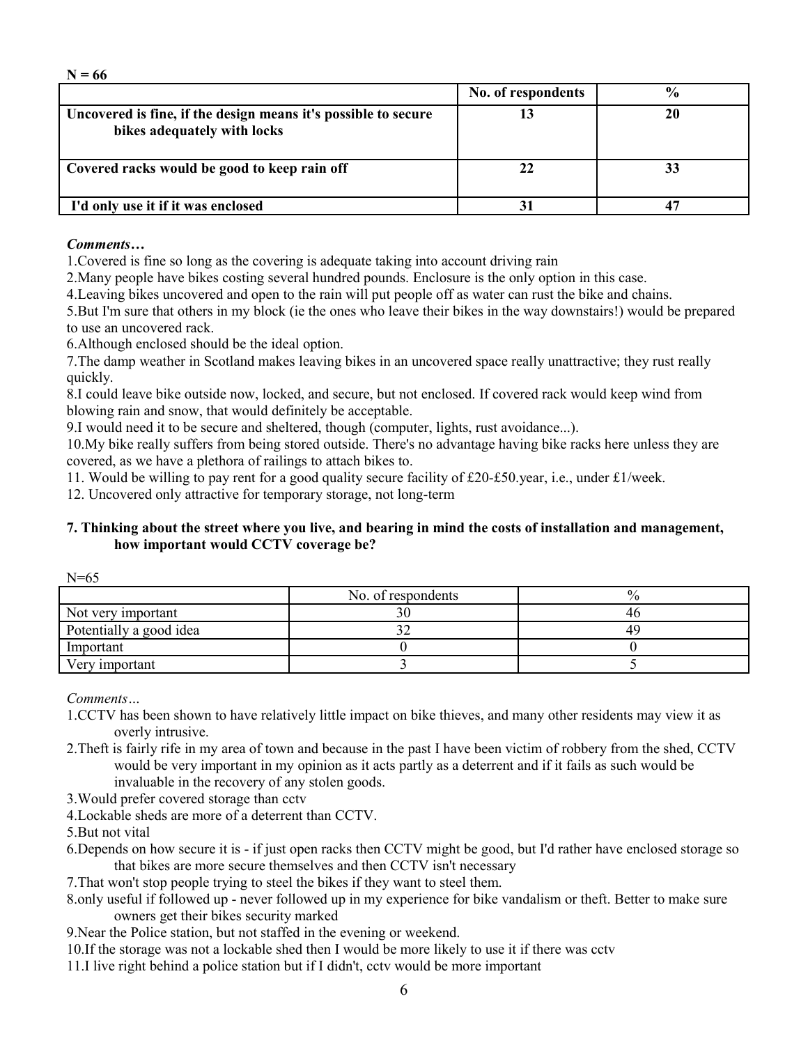**N = 66**

| | **No. of respondents** | **%** |
|---|---|---|
| **Uncovered is fine, if the design means it's possible to secure bikes adequately with locks** | **13** | **20** |
| **Covered racks would be good to keep rain off** | **22** | **33** |
| **I'd only use it if it was enclosed** | **31** | **47** |

***Comments…***

1.Covered is fine so long as the covering is adequate taking into account driving rain

2.Many people have bikes costing several hundred pounds. Enclosure is the only option in this case.

4.Leaving bikes uncovered and open to the rain will put people off as water can rust the bike and chains.

5.But I'm sure that others in my block (ie the ones who leave their bikes in the way downstairs!) would be prepared to use an uncovered rack.

6.Although enclosed should be the ideal option.

7.The damp weather in Scotland makes leaving bikes in an uncovered space really unattractive; they rust really quickly.

8.I could leave bike outside now, locked, and secure, but not enclosed. If covered rack would keep wind from blowing rain and snow, that would definitely be acceptable.

9.I would need it to be secure and sheltered, though (computer, lights, rust avoidance...).

10.My bike really suffers from being stored outside. There's no advantage having bike racks here unless they are covered, as we have a plethora of railings to attach bikes to.

11. Would be willing to pay rent for a good quality secure facility of £20-£50.year, i.e., under £1/week.

12. Uncovered only attractive for temporary storage, not long-term

### 7. Thinking about the street where you live, and bearing in mind the costs of installation and management, how important would CCTV coverage be?

N=65

| | No. of respondents | % |
|---|---|---|
| Not very important | 30 | 46 |
| Potentially a good idea | 32 | 49 |
| Important | 0 | 0 |
| Very important | 3 | 5 |

*Comments…*

1.CCTV has been shown to have relatively little impact on bike thieves, and many other residents may view it as overly intrusive.

2.Theft is fairly rife in my area of town and because in the past I have been victim of robbery from the shed, CCTV would be very important in my opinion as it acts partly as a deterrent and if it fails as such would be invaluable in the recovery of any stolen goods.

3.Would prefer covered storage than cctv

4.Lockable sheds are more of a deterrent than CCTV.

5.But not vital

6.Depends on how secure it is - if just open racks then CCTV might be good, but I'd rather have enclosed storage so that bikes are more secure themselves and then CCTV isn't necessary

7.That won't stop people trying to steel the bikes if they want to steel them.

8.only useful if followed up - never followed up in my experience for bike vandalism or theft. Better to make sure owners get their bikes security marked

9.Near the Police station, but not staffed in the evening or weekend.

10.If the storage was not a lockable shed then I would be more likely to use it if there was cctv

11.I live right behind a police station but if I didn't, cctv would be more important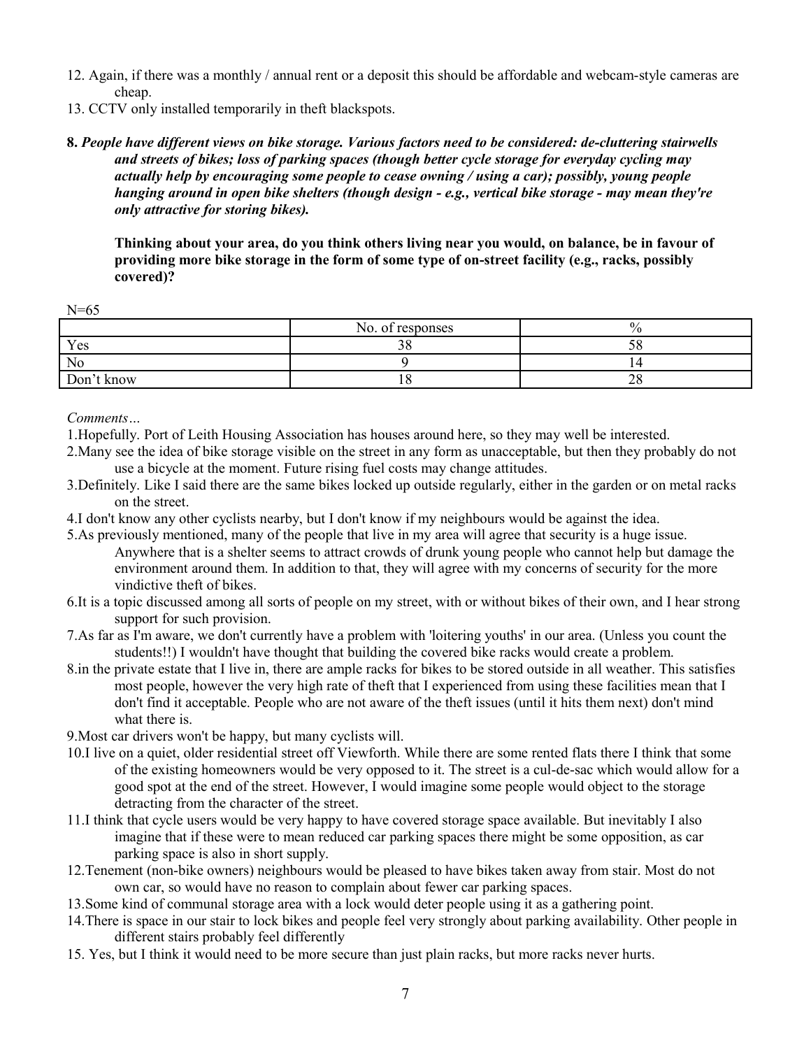12. Again, if there was a monthly / annual rent or a deposit this should be affordable and webcam-style cameras are cheap.
13. CCTV only installed temporarily in theft blackspots.

**8.** ***People have different views on bike storage. Various factors need to be considered: de-cluttering stairwells and streets of bikes; loss of parking spaces (though better cycle storage for everyday cycling may actually help by encouraging some people to cease owning / using a car); possibly, young people hanging around in open bike shelters (though design - e.g., vertical bike storage - may mean they're only attractive for storing bikes).***

**Thinking about your area, do you think others living near you would, on balance, be in favour of providing more bike storage in the form of some type of on-street facility (e.g., racks, possibly covered)?**

N=65

| | No. of responses | % |
|---|---|---|
| Yes | 38 | 58 |
| No | 9 | 14 |
| Don't know | 18 | 28 |

*Comments…*

1. Hopefully. Port of Leith Housing Association has houses around here, so they may well be interested.
2. Many see the idea of bike storage visible on the street in any form as unacceptable, but then they probably do not use a bicycle at the moment. Future rising fuel costs may change attitudes.
3. Definitely. Like I said there are the same bikes locked up outside regularly, either in the garden or on metal racks on the street.
4. I don't know any other cyclists nearby, but I don't know if my neighbours would be against the idea.
5. As previously mentioned, many of the people that live in my area will agree that security is a huge issue. Anywhere that is a shelter seems to attract crowds of drunk young people who cannot help but damage the environment around them. In addition to that, they will agree with my concerns of security for the more vindictive theft of bikes.
6. It is a topic discussed among all sorts of people on my street, with or without bikes of their own, and I hear strong support for such provision.
7. As far as I'm aware, we don't currently have a problem with 'loitering youths' in our area. (Unless you count the students!!) I wouldn't have thought that building the covered bike racks would create a problem.
8. in the private estate that I live in, there are ample racks for bikes to be stored outside in all weather. This satisfies most people, however the very high rate of theft that I experienced from using these facilities mean that I don't find it acceptable. People who are not aware of the theft issues (until it hits them next) don't mind what there is.
9. Most car drivers won't be happy, but many cyclists will.
10. I live on a quiet, older residential street off Viewforth. While there are some rented flats there I think that some of the existing homeowners would be very opposed to it. The street is a cul-de-sac which would allow for a good spot at the end of the street. However, I would imagine some people would object to the storage detracting from the character of the street.
11. I think that cycle users would be very happy to have covered storage space available. But inevitably I also imagine that if these were to mean reduced car parking spaces there might be some opposition, as car parking space is also in short supply.
12. Tenement (non-bike owners) neighbours would be pleased to have bikes taken away from stair. Most do not own car, so would have no reason to complain about fewer car parking spaces.
13. Some kind of communal storage area with a lock would deter people using it as a gathering point.
14. There is space in our stair to lock bikes and people feel very strongly about parking availability. Other people in different stairs probably feel differently
15. Yes, but I think it would need to be more secure than just plain racks, but more racks never hurts.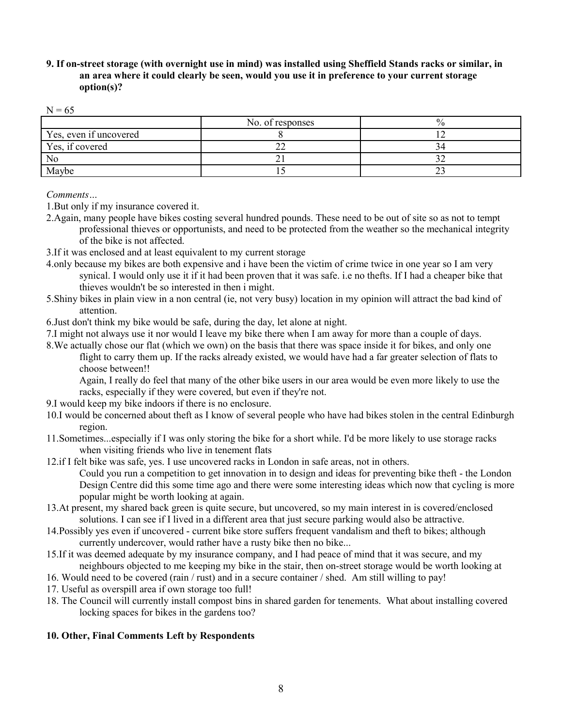**9. If on-street storage (with overnight use in mind) was installed using Sheffield Stands racks or similar, in an area where it could clearly be seen, would you use it in preference to your current storage option(s)?**

N = 65

| | No. of responses | % |
|---|---|---|
| Yes, even if uncovered | 8 | 12 |
| Yes, if covered | 22 | 34 |
| No | 21 | 32 |
| Maybe | 15 | 23 |

*Comments…*

1.But only if my insurance covered it.

2.Again, many people have bikes costing several hundred pounds. These need to be out of site so as not to tempt professional thieves or opportunists, and need to be protected from the weather so the mechanical integrity of the bike is not affected.

3.If it was enclosed and at least equivalent to my current storage

4.only because my bikes are both expensive and i have been the victim of crime twice in one year so I am very synical. I would only use it if it had been proven that it was safe. i.e no thefts. If I had a cheaper bike that thieves wouldn't be so interested in then i might.

5.Shiny bikes in plain view in a non central (ie, not very busy) location in my opinion will attract the bad kind of attention.

6.Just don't think my bike would be safe, during the day, let alone at night.

7.I might not always use it nor would I leave my bike there when I am away for more than a couple of days.

8.We actually chose our flat (which we own) on the basis that there was space inside it for bikes, and only one flight to carry them up. If the racks already existed, we would have had a far greater selection of flats to choose between!!

Again, I really do feel that many of the other bike users in our area would be even more likely to use the racks, especially if they were covered, but even if they're not.

9.I would keep my bike indoors if there is no enclosure.

10.I would be concerned about theft as I know of several people who have had bikes stolen in the central Edinburgh region.

11.Sometimes...especially if I was only storing the bike for a short while. I'd be more likely to use storage racks when visiting friends who live in tenement flats

12.if I felt bike was safe, yes. I use uncovered racks in London in safe areas, not in others.

Could you run a competition to get innovation in to design and ideas for preventing bike theft - the London Design Centre did this some time ago and there were some interesting ideas which now that cycling is more popular might be worth looking at again.

13.At present, my shared back green is quite secure, but uncovered, so my main interest in is covered/enclosed solutions. I can see if I lived in a different area that just secure parking would also be attractive.

14.Possibly yes even if uncovered - current bike store suffers frequent vandalism and theft to bikes; although currently undercover, would rather have a rusty bike then no bike...

15.If it was deemed adequate by my insurance company, and I had peace of mind that it was secure, and my neighbours objected to me keeping my bike in the stair, then on-street storage would be worth looking at

16. Would need to be covered (rain / rust) and in a secure container / shed. Am still willing to pay!

17. Useful as overspill area if own storage too full!

18. The Council will currently install compost bins in shared garden for tenements. What about installing covered locking spaces for bikes in the gardens too?

**10. Other, Final Comments Left by Respondents**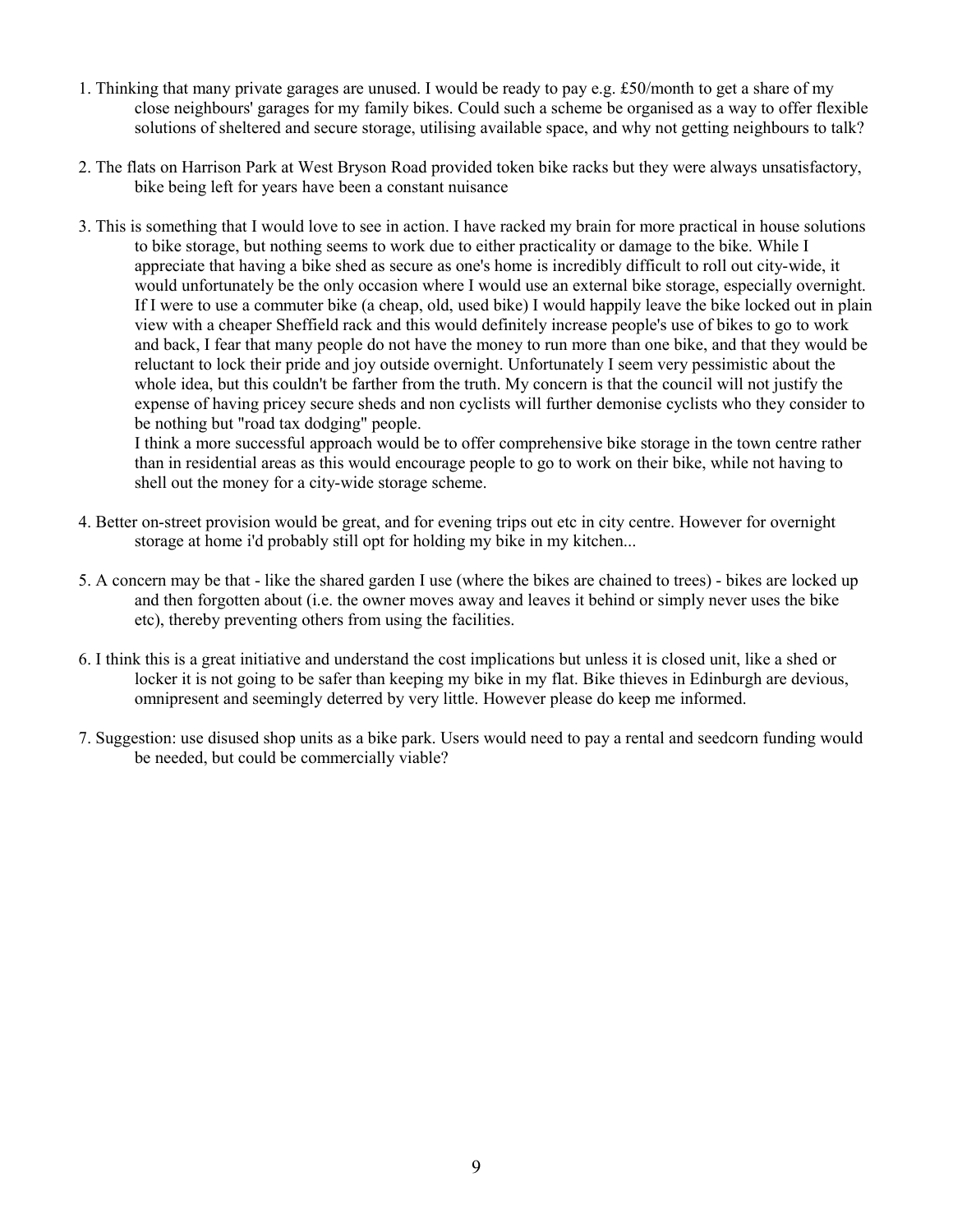1. Thinking that many private garages are unused. I would be ready to pay e.g. £50/month to get a share of my close neighbours' garages for my family bikes. Could such a scheme be organised as a way to offer flexible solutions of sheltered and secure storage, utilising available space, and why not getting neighbours to talk?

2. The flats on Harrison Park at West Bryson Road provided token bike racks but they were always unsatisfactory, bike being left for years have been a constant nuisance

3. This is something that I would love to see in action. I have racked my brain for more practical in house solutions to bike storage, but nothing seems to work due to either practicality or damage to the bike. While I appreciate that having a bike shed as secure as one's home is incredibly difficult to roll out city-wide, it would unfortunately be the only occasion where I would use an external bike storage, especially overnight. If I were to use a commuter bike (a cheap, old, used bike) I would happily leave the bike locked out in plain view with a cheaper Sheffield rack and this would definitely increase people's use of bikes to go to work and back, I fear that many people do not have the money to run more than one bike, and that they would be reluctant to lock their pride and joy outside overnight. Unfortunately I seem very pessimistic about the whole idea, but this couldn't be farther from the truth. My concern is that the council will not justify the expense of having pricey secure sheds and non cyclists will further demonise cyclists who they consider to be nothing but "road tax dodging" people.
   I think a more successful approach would be to offer comprehensive bike storage in the town centre rather than in residential areas as this would encourage people to go to work on their bike, while not having to shell out the money for a city-wide storage scheme.

4. Better on-street provision would be great, and for evening trips out etc in city centre. However for overnight storage at home i'd probably still opt for holding my bike in my kitchen...

5. A concern may be that - like the shared garden I use (where the bikes are chained to trees) - bikes are locked up and then forgotten about (i.e. the owner moves away and leaves it behind or simply never uses the bike etc), thereby preventing others from using the facilities.

6. I think this is a great initiative and understand the cost implications but unless it is closed unit, like a shed or locker it is not going to be safer than keeping my bike in my flat. Bike thieves in Edinburgh are devious, omnipresent and seemingly deterred by very little. However please do keep me informed.

7. Suggestion: use disused shop units as a bike park. Users would need to pay a rental and seedcorn funding would be needed, but could be commercially viable?